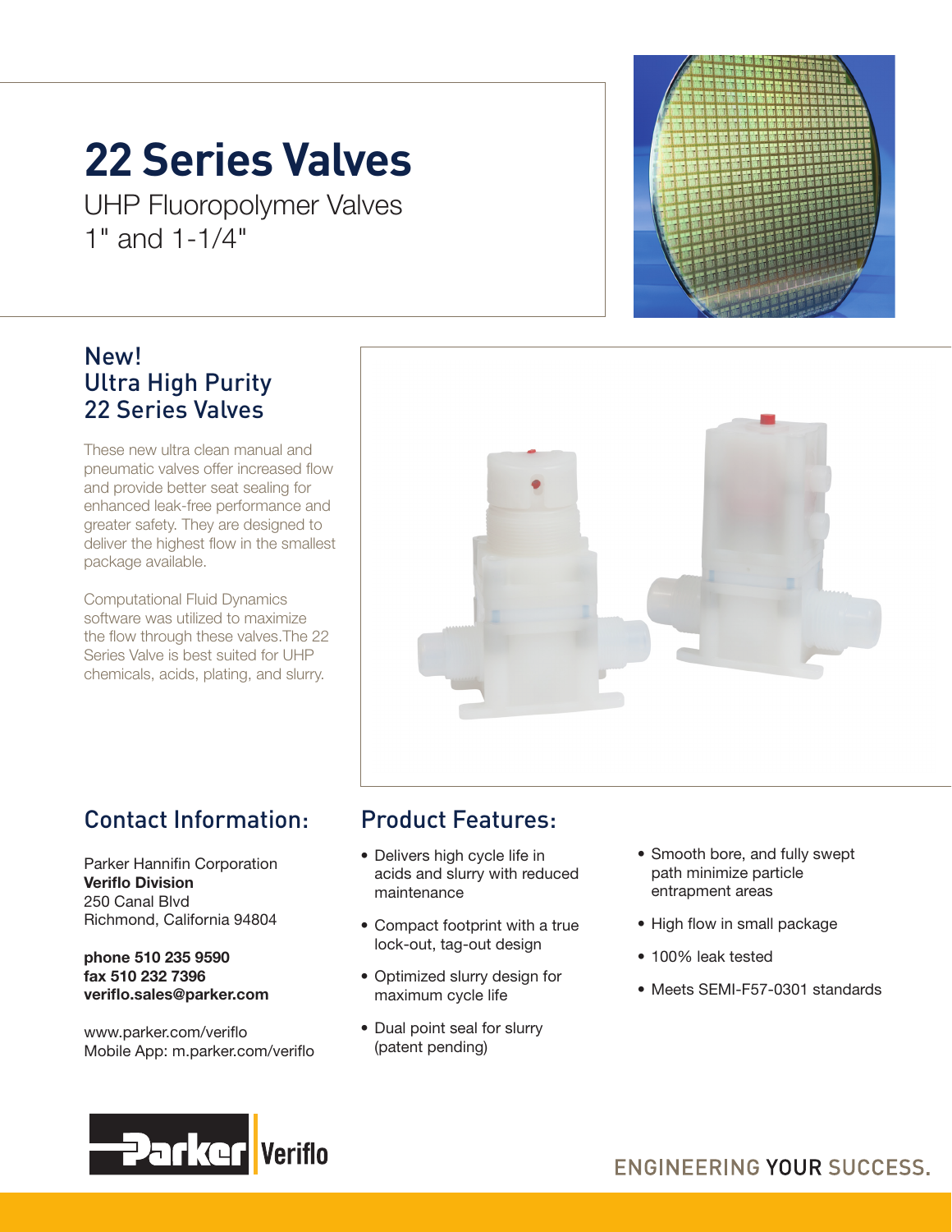# 22 Series Valves

UHP Fluoropolymer Valves
1" and 1-1/4"

## New! Ultra High Purity 22 Series Valves

These new ultra clean manual and pneumatic valves offer increased flow and provide better seat sealing for enhanced leak-free performance and greater safety. They are designed to deliver the highest flow in the smallest package available.

Computational Fluid Dynamics software was utilized to maximize the flow through these valves.The 22 Series Valve is best suited for UHP chemicals, acids, plating, and slurry.

## Contact Information:

Parker Hannifin Corporation
**Veriflo Division**
250 Canal Blvd
Richmond, California 94804

**phone 510 235 9590**
**fax 510 232 7396**
**veriflo.sales@parker.com**

www.parker.com/veriflo
Mobile App: m.parker.com/veriflo

## Product Features:

- Delivers high cycle life in acids and slurry with reduced maintenance
- Compact footprint with a true lock-out, tag-out design
- Optimized slurry design for maximum cycle life
- Dual point seal for slurry (patent pending)
- Smooth bore, and fully swept path minimize particle entrapment areas
- High flow in small package
- 100% leak tested
- Meets SEMI-F57-0301 standards

Parker Veriflo

ENGINEERING YOUR SUCCESS.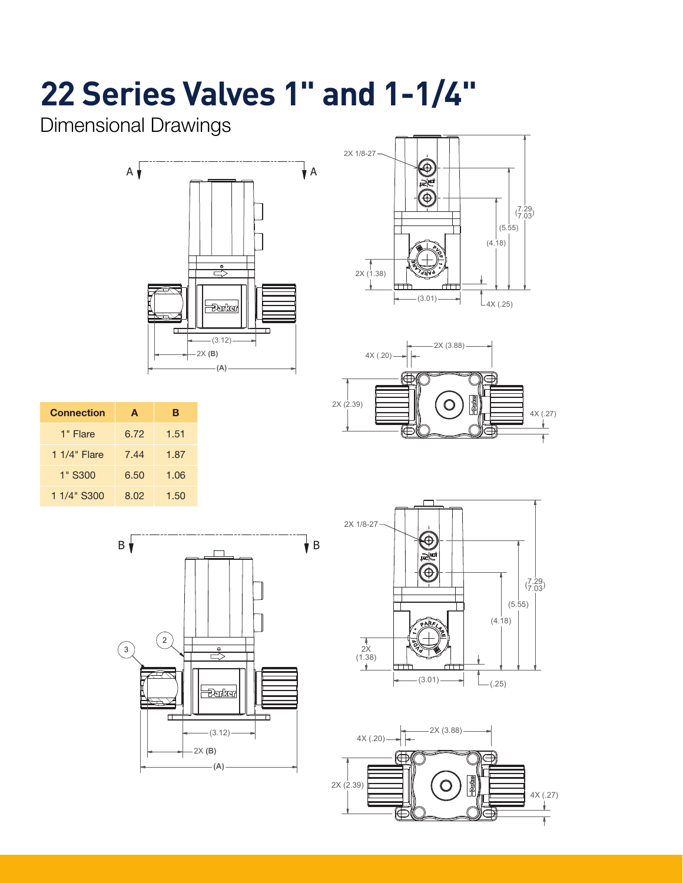# 22 Series Valves 1" and 1-1/4"

Dimensional Drawings

| Connection | A | B |
|---|---|---|
| 1" Flare | 6.72 | 1.51 |
| 1 1/4" Flare | 7.44 | 1.87 |
| 1" S300 | 6.50 | 1.06 |
| 1 1/4" S300 | 8.02 | 1.50 |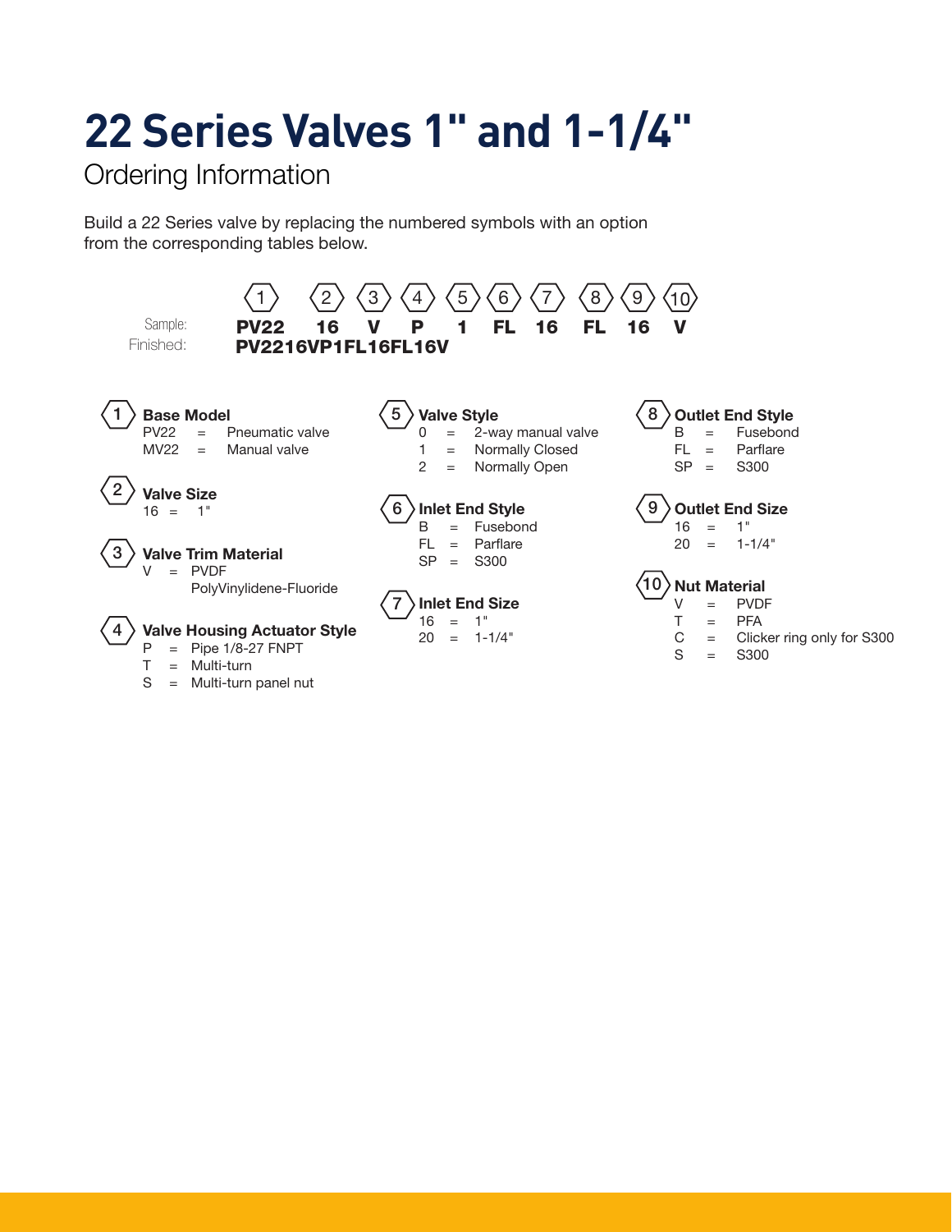# 22 Series Valves 1" and 1-1/4"

## Ordering Information

Build a 22 Series valve by replacing the numbered symbols with an option from the corresponding tables below.

| | 1 | 2 | 3 | 4 | 5 | 6 | 7 | 8 | 9 | 10 |
|---|---|---|---|---|---|---|---|---|---|---|
| Sample: | **PV22** | **16** | **V** | **P** | **1** | **FL** | **16** | **FL** | **16** | **V** |

Finished: **PV2216VP1FL16FL16V**

### 1 Base Model

- PV22 = Pneumatic valve
- MV22 = Manual valve

### 2 Valve Size

- 16 = 1"

### 3 Valve Trim Material

- V = PVDF PolyVinylidene-Fluoride

### 4 Valve Housing Actuator Style

- P = Pipe 1/8-27 FNPT
- T = Multi-turn
- S = Multi-turn panel nut

### 5 Valve Style

- 0 = 2-way manual valve
- 1 = Normally Closed
- 2 = Normally Open

### 6 Inlet End Style

- B = Fusebond
- FL = Parflare
- SP = S300

### 7 Inlet End Size

- 16 = 1"
- 20 = 1-1/4"

### 8 Outlet End Style

- B = Fusebond
- FL = Parflare
- SP = S300

### 9 Outlet End Size

- 16 = 1"
- 20 = 1-1/4"

### 10 Nut Material

- V = PVDF
- T = PFA
- C = Clicker ring only for S300
- S = S300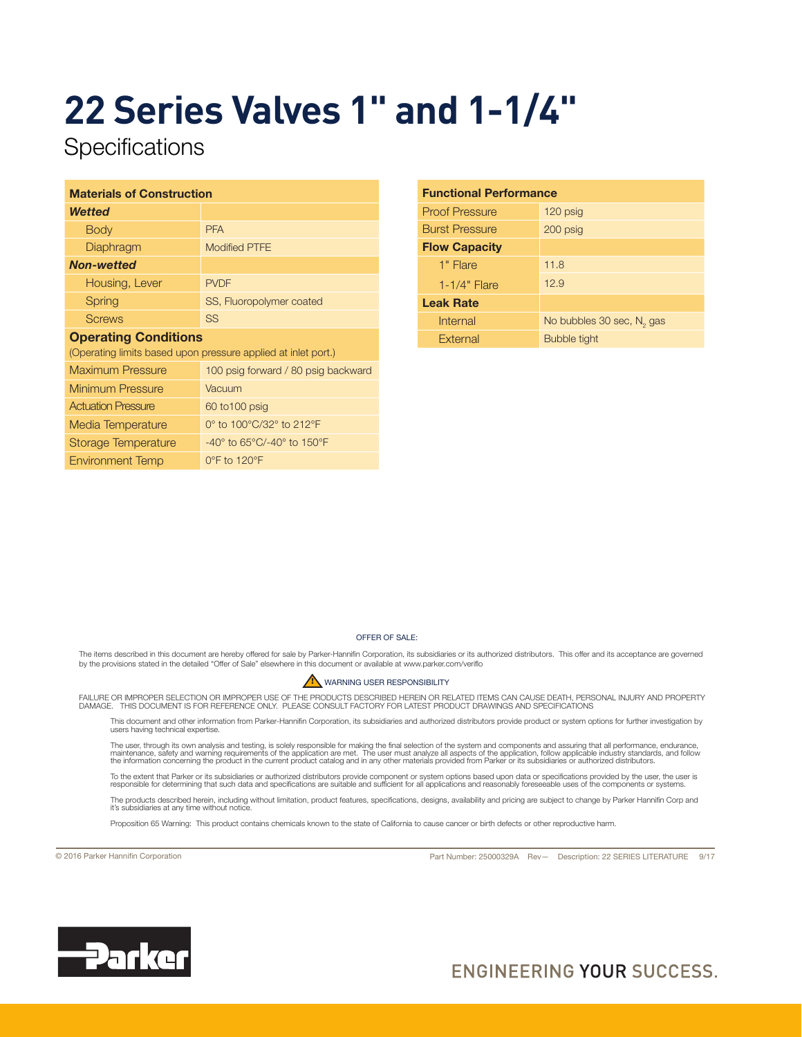# 22 Series Valves 1" and 1-1/4"

Specifications

| **Materials of Construction** | |
|---|---|
| ***Wetted*** | |
| Body | PFA |
| Diaphragm | Modified PTFE |
| ***Non-wetted*** | |
| Housing, Lever | PVDF |
| Spring | SS, Fluoropolymer coated |
| Screws | SS |
| **Operating Conditions** (Operating limits based upon pressure applied at inlet port.) | |
| Maximum Pressure | 100 psig forward / 80 psig backward |
| Minimum Pressure | Vacuum |
| Actuation Pressure | 60 to100 psig |
| Media Temperature | 0° to 100°C/32° to 212°F |
| Storage Temperature | -40° to 65°C/-40° to 150°F |
| Environment Temp | 0°F to 120°F |

| **Functional Performance** | |
|---|---|
| Proof Pressure | 120 psig |
| Burst Pressure | 200 psig |
| **Flow Capacity** | |
| 1" Flare | 11.8 |
| 1-1/4" Flare | 12.9 |
| **Leak Rate** | |
| Internal | No bubbles 30 sec, $N_2$ gas |
| External | Bubble tight |

OFFER OF SALE:

The items described in this document are hereby offered for sale by Parker-Hannifin Corporation, its subsidiaries or its authorized distributors. This offer and its acceptance are governed by the provisions stated in the detailed "Offer of Sale" elsewhere in this document or available at www.parker.com/veriflo

WARNING USER RESPONSIBILITY

FAILURE OR IMPROPER SELECTION OR IMPROPER USE OF THE PRODUCTS DESCRIBED HEREIN OR RELATED ITEMS CAN CAUSE DEATH, PERSONAL INJURY AND PROPERTY DAMAGE. THIS DOCUMENT IS FOR REFERENCE ONLY. PLEASE CONSULT FACTORY FOR LATEST PRODUCT DRAWINGS AND SPECIFICATIONS

This document and other information from Parker-Hannifin Corporation, its subsidiaries and authorized distributors provide product or system options for further investigation by users having technical expertise.

The user, through its own analysis and testing, is solely responsible for making the final selection of the system and components and assuring that all performance, endurance, maintenance, safety and warning requirements of the application are met. The user must analyze all aspects of the application, follow applicable industry standards, and follow the information concerning the product in the current product catalog and in any other materials provided from Parker or its subsidiaries or authorized distributors.

To the extent that Parker or its subsidiaries or authorized distributors provide component or system options based upon data or specifications provided by the user, the user is responsible for determining that such data and specifications are suitable and sufficient for all applications and reasonably foreseeable uses of the components or systems.

The products described herein, including without limitation, product features, specifications, designs, availability and pricing are subject to change by Parker Hannifin Corp and it's subsidiaries at any time without notice.

Proposition 65 Warning: This product contains chemicals known to the state of California to cause cancer or birth defects or other reproductive harm.

© 2016 Parker Hannifin Corporation

Part Number: 25000329A Rev— Description: 22 SERIES LITERATURE 9/17

Parker

ENGINEERING YOUR SUCCESS.